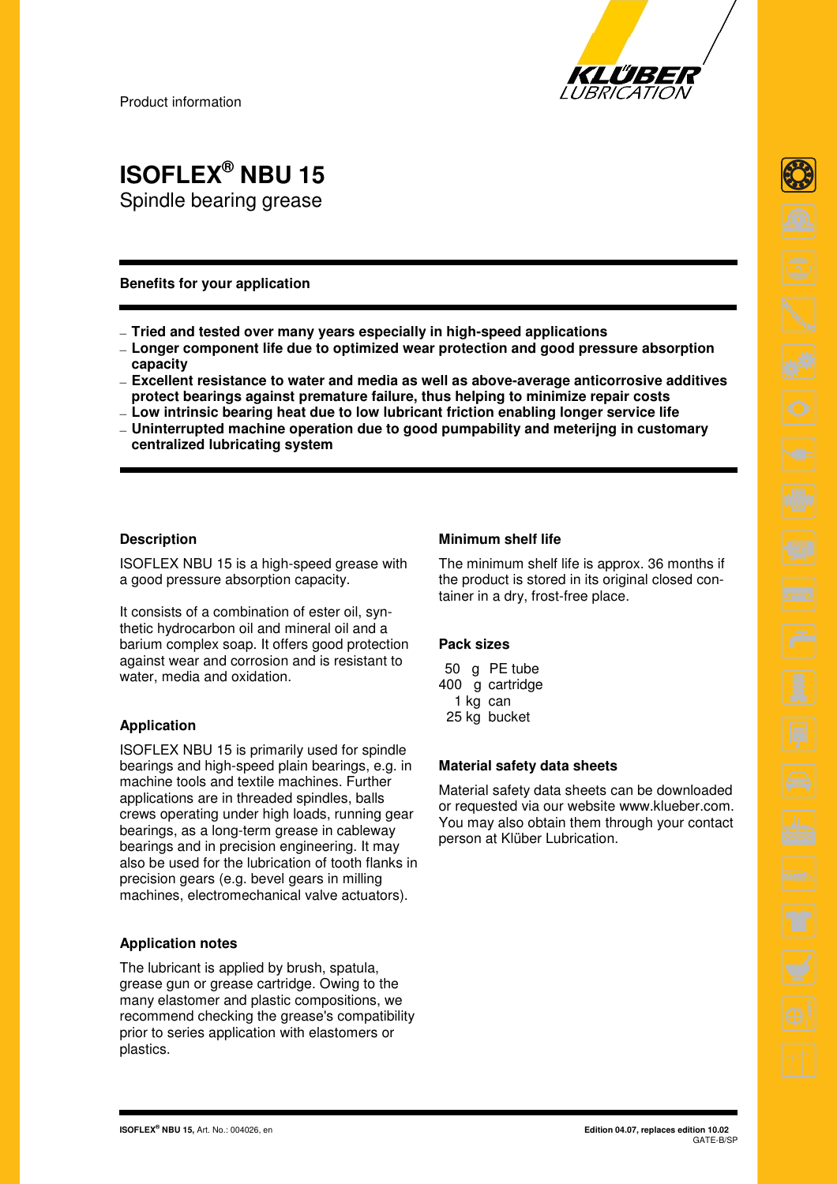Product information

# ISOFLEX® NBU 15

Spindle bearing grease

**Benefits for your application**

- **Tried and tested over many years especially in high-speed applications**
- **Longer component life due to optimized wear protection and good pressure absorption capacity**
- **Excellent resistance to water and media as well as above-average anticorrosive additives protect bearings against premature failure, thus helping to minimize repair costs**
- **Low intrinsic bearing heat due to low lubricant friction enabling longer service life**
- **Uninterrupted machine operation due to good pumpability and meterijng in customary centralized lubricating system**

### Description

ISOFLEX NBU 15 is a high-speed grease with a good pressure absorption capacity.

It consists of a combination of ester oil, synthetic hydrocarbon oil and mineral oil and a barium complex soap. It offers good protection against wear and corrosion and is resistant to water, media and oxidation.

### Application

ISOFLEX NBU 15 is primarily used for spindle bearings and high-speed plain bearings, e.g. in machine tools and textile machines. Further applications are in threaded spindles, balls crews operating under high loads, running gear bearings, as a long-term grease in cableway bearings and in precision engineering. It may also be used for the lubrication of tooth flanks in precision gears (e.g. bevel gears in milling machines, electromechanical valve actuators).

### Application notes

The lubricant is applied by brush, spatula, grease gun or grease cartridge. Owing to the many elastomer and plastic compositions, we recommend checking the grease's compatibility prior to series application with elastomers or plastics.

### Minimum shelf life

The minimum shelf life is approx. 36 months if the product is stored in its original closed container in a dry, frost-free place.

### Pack sizes

50 g PE tube
400 g cartridge
1 kg can
25 kg bucket

### Material safety data sheets

Material safety data sheets can be downloaded or requested via our website www.klueber.com. You may also obtain them through your contact person at Klüber Lubrication.

**ISOFLEX® NBU 15,** Art. No.: 004026, en

**Edition 04.07, replaces edition 10.02**
GATE-B/SP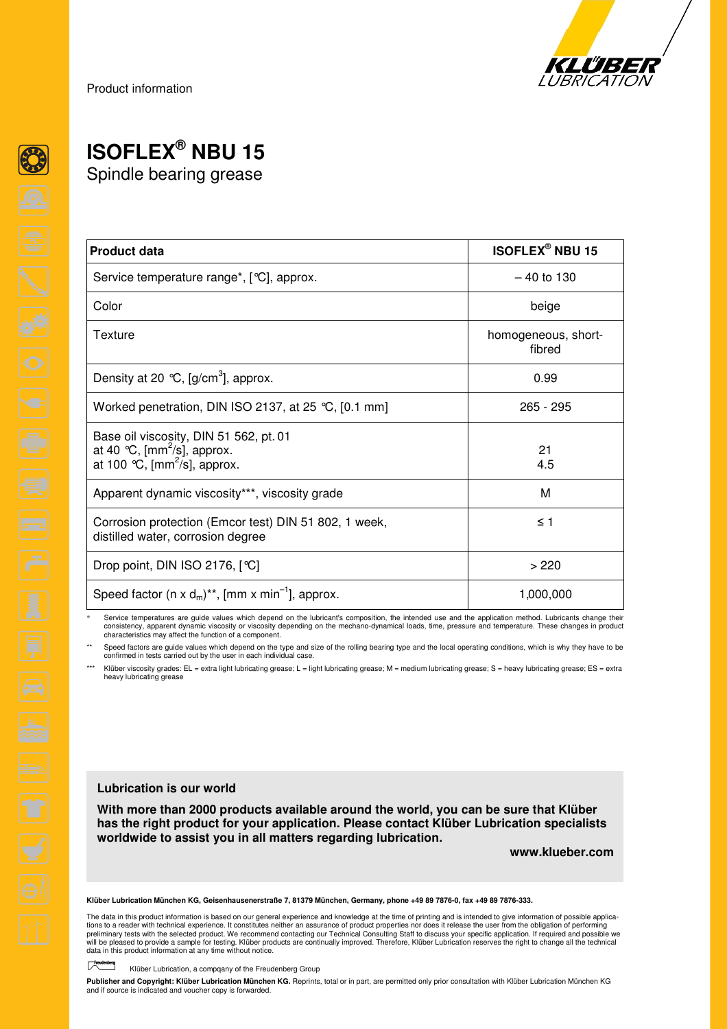Product information

# ISOFLEX® NBU 15

Spindle bearing grease

| Product data | ISOFLEX® NBU 15 |
|---|---|
| Service temperature range*, [°C], approx. | – 40 to 130 |
| Color | beige |
| Texture | homogeneous, short-fibred |
| Density at 20 °C, [g/cm³], approx. | 0.99 |
| Worked penetration, DIN ISO 2137, at 25 °C, [0.1 mm] | 265 - 295 |
| Base oil viscosity, DIN 51 562, pt. 01<br>at 40 °C, [mm²/s], approx.<br>at 100 °C, [mm²/s], approx. | <br>21<br>4.5 |
| Apparent dynamic viscosity***, viscosity grade | M |
| Corrosion protection (Emcor test) DIN 51 802, 1 week, distilled water, corrosion degree | ≤ 1 |
| Drop point, DIN ISO 2176, [°C] | > 220 |
| Speed factor ($n \times d_m$)**, [$mm \times min^{-1}$], approx. | 1,000,000 |

* Service temperatures are guide values which depend on the lubricant's composition, the intended use and the application method. Lubricants change their consistency, apparent dynamic viscosity or viscosity depending on the mechano-dynamical loads, time, pressure and temperature. These changes in product characteristics may affect the function of a component.

** Speed factors are guide values which depend on the type and size of the rolling bearing type and the local operating conditions, which is why they have to be confirmed in tests carried out by the user in each individual case.

*** Klüber viscosity grades: EL = extra light lubricating grease; L = light lubricating grease; M = medium lubricating grease; S = heavy lubricating grease; ES = extra heavy lubricating grease

**Lubrication is our world**

**With more than 2000 products available around the world, you can be sure that Klüber has the right product for your application. Please contact Klüber Lubrication specialists worldwide to assist you in all matters regarding lubrication.**

**www.klueber.com**

**Klüber Lubrication München KG, Geisenhausenerstraße 7, 81379 München, Germany, phone +49 89 7876-0, fax +49 89 7876-333.**

The data in this product information is based on our general experience and knowledge at the time of printing and is intended to give information of possible applications to a reader with technical experience. It constitutes neither an assurance of product properties nor does it release the user from the obligation of performing preliminary tests with the selected product. We recommend contacting our Technical Consulting Staff to discuss your specific application. If required and possible we will be pleased to provide a sample for testing. Klüber products are continually improved. Therefore, Klüber Lubrication reserves the right to change all the technical data in this product information at any time without notice.

Klüber Lubrication, a compqany of the Freudenberg Group

**Publisher and Copyright: Klüber Lubrication München KG.** Reprints, total or in part, are permitted only prior consultation with Klüber Lubrication München KG and if source is indicated and voucher copy is forwarded.